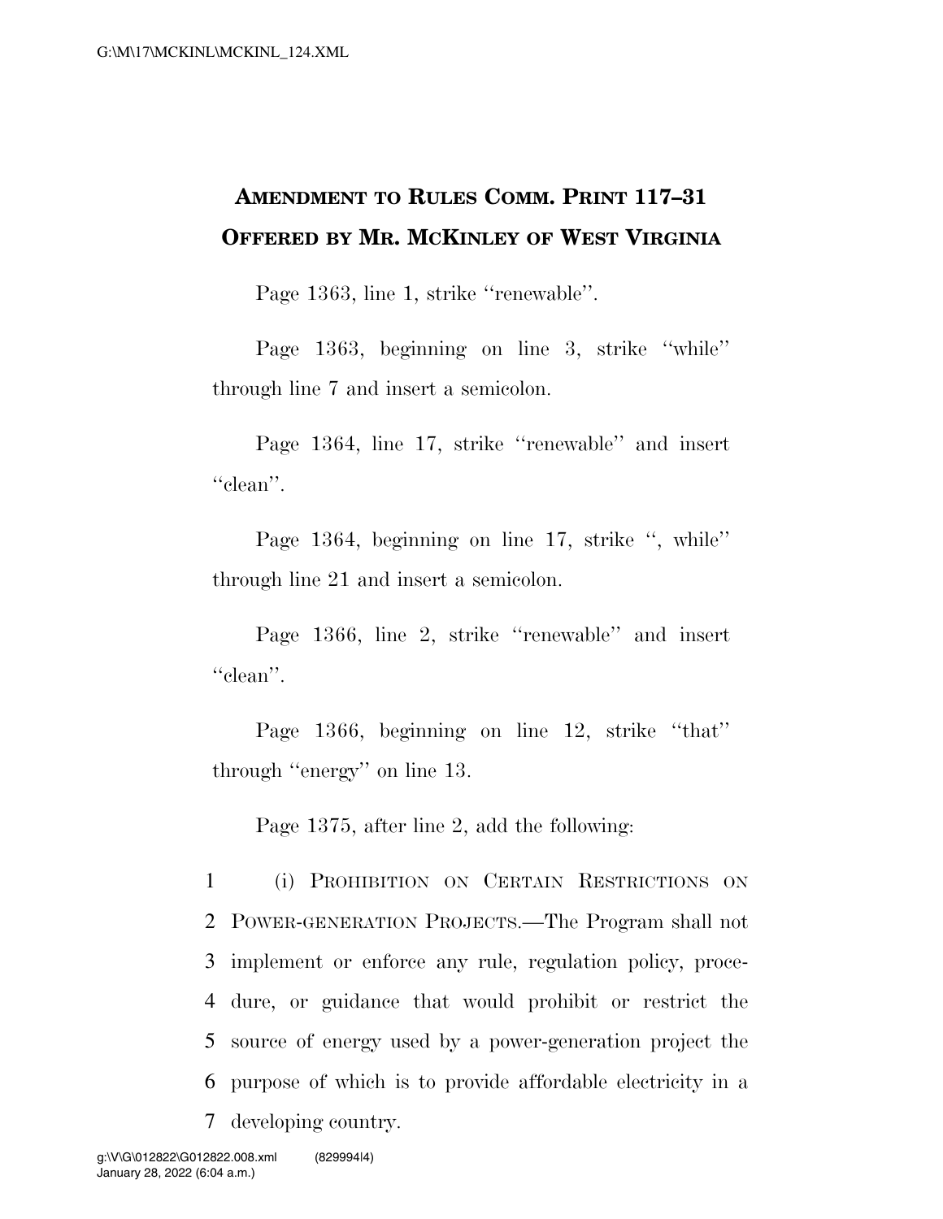# AMENDMENT TO RULES COMM. PRINT 117–31 OFFERED BY MR. MCKINLEY OF WEST VIRGINIA

Page 1363, line 1, strike ''renewable''.

Page 1363, beginning on line 3, strike ''while'' through line 7 and insert a semicolon.

Page 1364, line 17, strike ''renewable'' and insert ''clean''.

Page 1364, beginning on line 17, strike '', while'' through line 21 and insert a semicolon.

Page 1366, line 2, strike ''renewable'' and insert ''clean''.

Page 1366, beginning on line 12, strike ''that'' through ''energy'' on line 13.

Page 1375, after line 2, add the following:

1 (i) PROHIBITION ON CERTAIN RESTRICTIONS ON
2 POWER-GENERATION PROJECTS.—The Program shall not
3 implement or enforce any rule, regulation policy, proce-
4 dure, or guidance that would prohibit or restrict the
5 source of energy used by a power-generation project the
6 purpose of which is to provide affordable electricity in a
7 developing country.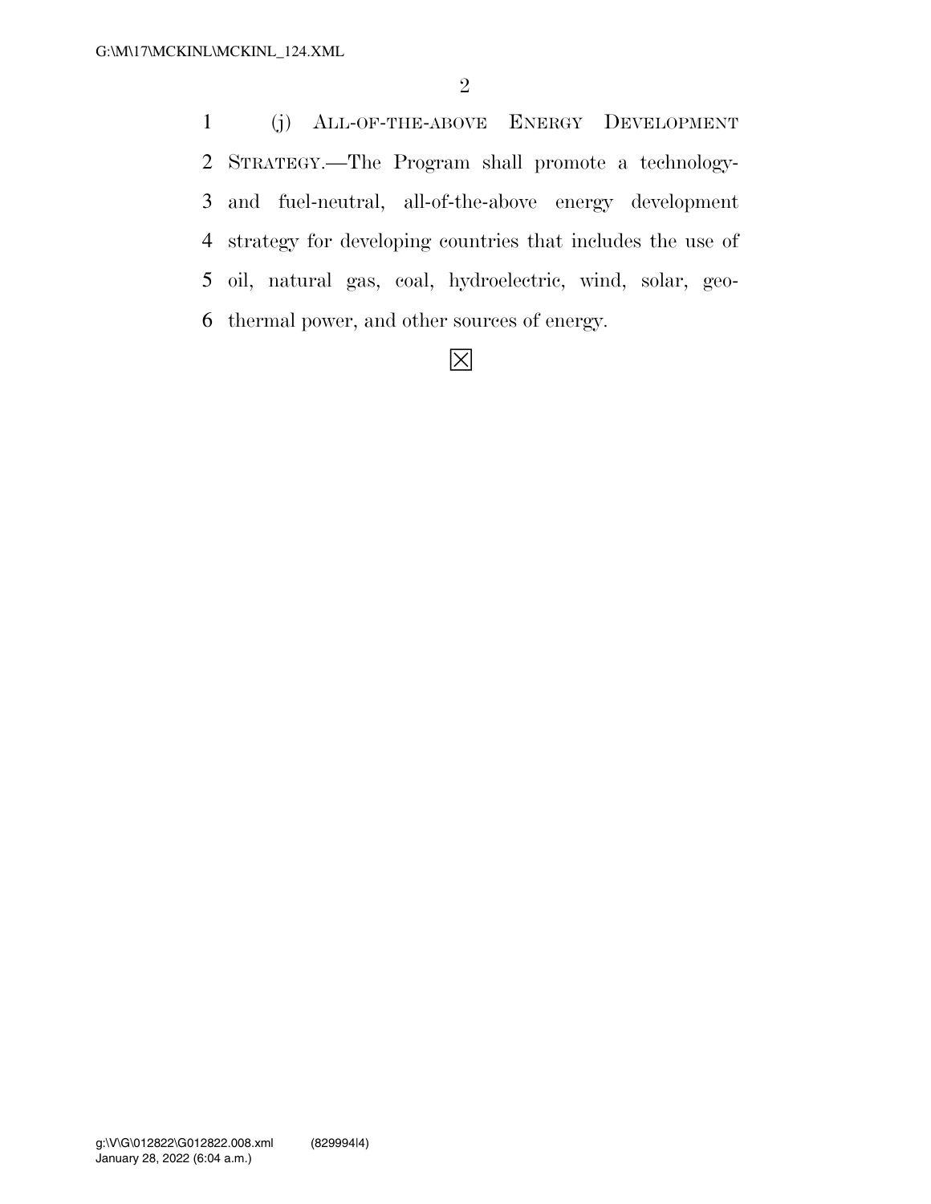(j) ALL-OF-THE-ABOVE ENERGY DEVELOPMENT STRATEGY.—The Program shall promote a technology- and fuel-neutral, all-of-the-above energy development strategy for developing countries that includes the use of oil, natural gas, coal, hydroelectric, wind, solar, geothermal power, and other sources of energy.